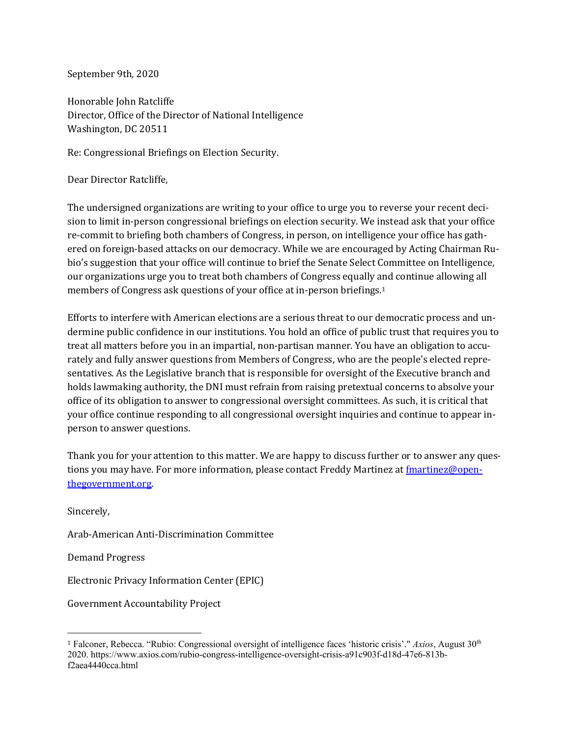September 9th, 2020

Honorable John Ratcliffe
Director, Office of the Director of National Intelligence
Washington, DC 20511

Re: Congressional Briefings on Election Security.

Dear Director Ratcliffe,

The undersigned organizations are writing to your office to urge you to reverse your recent decision to limit in-person congressional briefings on election security. We instead ask that your office re-commit to briefing both chambers of Congress, in person, on intelligence your office has gathered on foreign-based attacks on our democracy. While we are encouraged by Acting Chairman Rubio's suggestion that your office will continue to brief the Senate Select Committee on Intelligence, our organizations urge you to treat both chambers of Congress equally and continue allowing all members of Congress ask questions of your office at in-person briefings.[1]

Efforts to interfere with American elections are a serious threat to our democratic process and undermine public confidence in our institutions. You hold an office of public trust that requires you to treat all matters before you in an impartial, non-partisan manner. You have an obligation to accurately and fully answer questions from Members of Congress, who are the people's elected representatives. As the Legislative branch that is responsible for oversight of the Executive branch and holds lawmaking authority, the DNI must refrain from raising pretextual concerns to absolve your office of its obligation to answer to congressional oversight committees. As such, it is critical that your office continue responding to all congressional oversight inquiries and continue to appear in-person to answer questions.

Thank you for your attention to this matter. We are happy to discuss further or to answer any questions you may have. For more information, please contact Freddy Martinez at [fmartinez@openthegovernment.org](mailto:fmartinez@openthegovernment.org).

Sincerely,

Arab-American Anti-Discrimination Committee

Demand Progress

Electronic Privacy Information Center (EPIC)

Government Accountability Project

---

[1] Falconer, Rebecca. "Rubio: Congressional oversight of intelligence faces 'historic crisis'." *Axios*, August 30th 2020. https://www.axios.com/rubio-congress-intelligence-oversight-crisis-a91c903f-d18d-47e6-813b-f2aea4440cca.html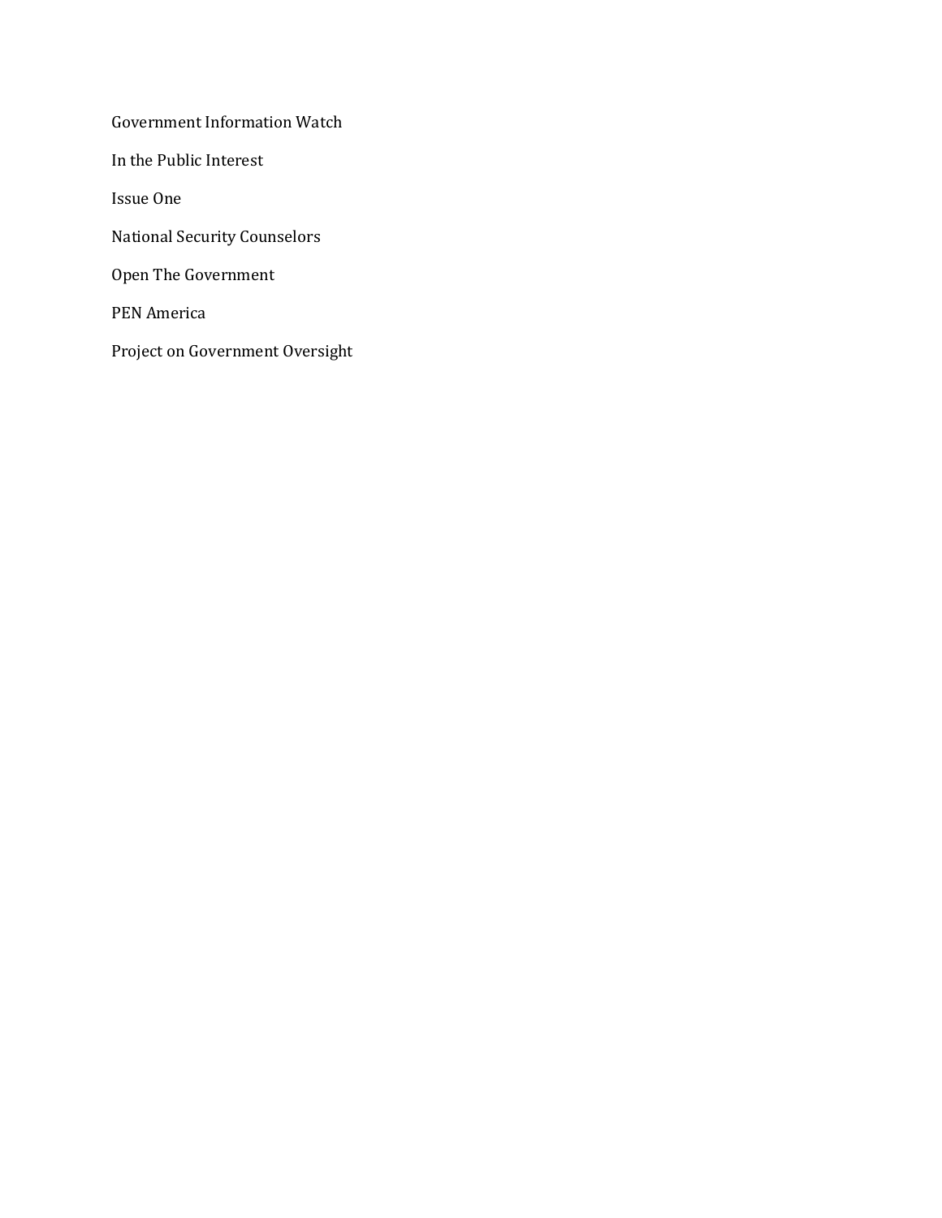Government Information Watch

In the Public Interest

Issue One

National Security Counselors

Open The Government

PEN America

Project on Government Oversight